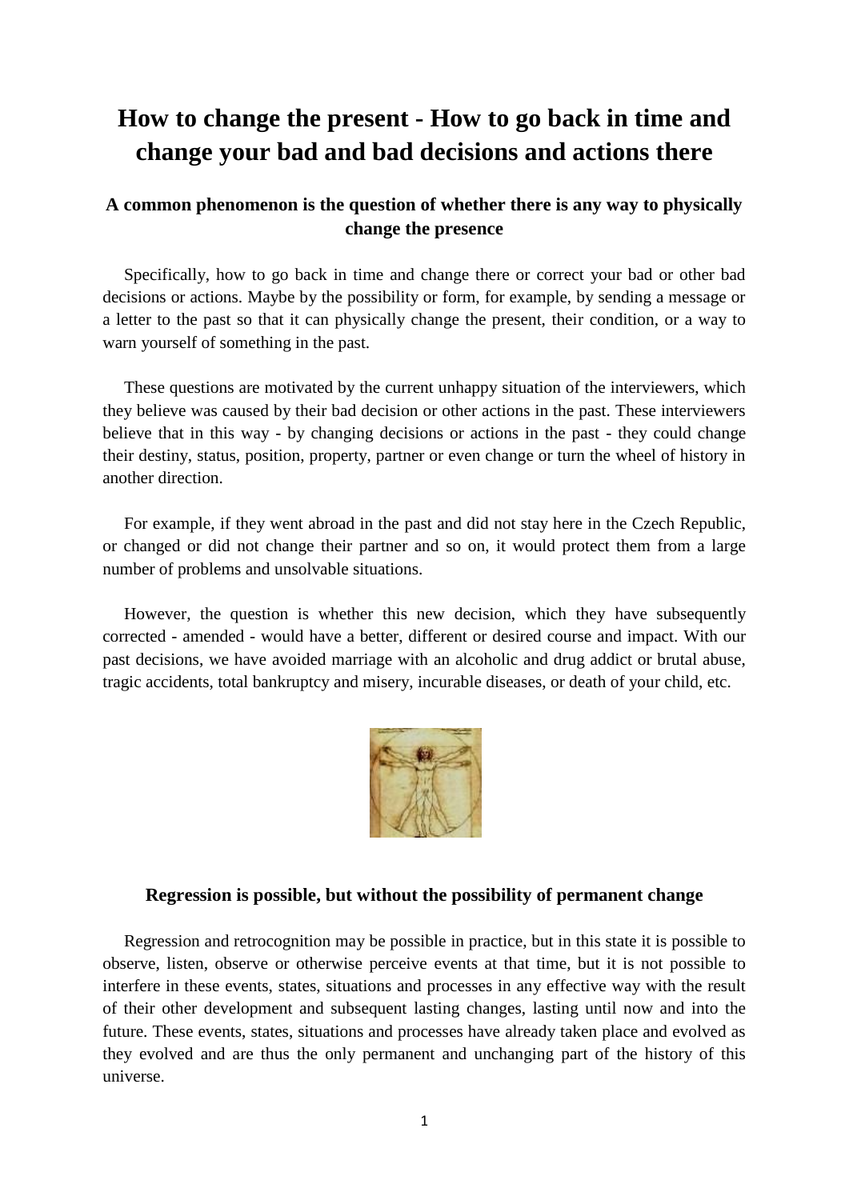# How to change the present - How to go back in time and change your bad and bad decisions and actions there

### A common phenomenon is the question of whether there is any way to physically change the presence

Specifically, how to go back in time and change there or correct your bad or other bad decisions or actions. Maybe by the possibility or form, for example, by sending a message or a letter to the past so that it can physically change the present, their condition, or a way to warn yourself of something in the past.

These questions are motivated by the current unhappy situation of the interviewers, which they believe was caused by their bad decision or other actions in the past. These interviewers believe that in this way - by changing decisions or actions in the past - they could change their destiny, status, position, property, partner or even change or turn the wheel of history in another direction.

For example, if they went abroad in the past and did not stay here in the Czech Republic, or changed or did not change their partner and so on, it would protect them from a large number of problems and unsolvable situations.

However, the question is whether this new decision, which they have subsequently corrected - amended - would have a better, different or desired course and impact. With our past decisions, we have avoided marriage with an alcoholic and drug addict or brutal abuse, tragic accidents, total bankruptcy and misery, incurable diseases, or death of your child, etc.

### Regression is possible, but without the possibility of permanent change

Regression and retrocognition may be possible in practice, but in this state it is possible to observe, listen, observe or otherwise perceive events at that time, but it is not possible to interfere in these events, states, situations and processes in any effective way with the result of their other development and subsequent lasting changes, lasting until now and into the future. These events, states, situations and processes have already taken place and evolved as they evolved and are thus the only permanent and unchanging part of the history of this universe.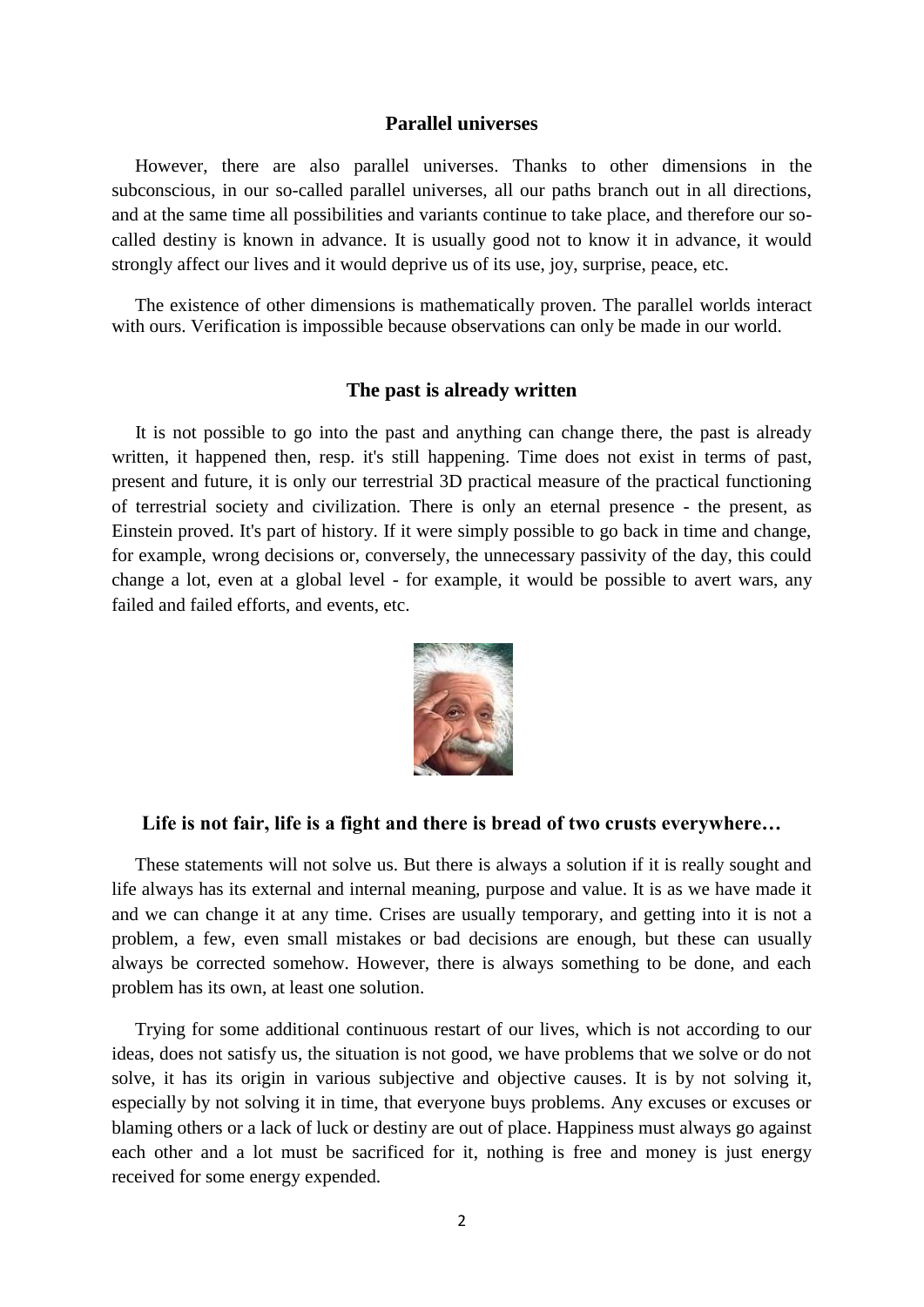## Parallel universes

However, there are also parallel universes. Thanks to other dimensions in the subconscious, in our so-called parallel universes, all our paths branch out in all directions, and at the same time all possibilities and variants continue to take place, and therefore our so-called destiny is known in advance. It is usually good not to know it in advance, it would strongly affect our lives and it would deprive us of its use, joy, surprise, peace, etc.

The existence of other dimensions is mathematically proven. The parallel worlds interact with ours. Verification is impossible because observations can only be made in our world.

## The past is already written

It is not possible to go into the past and anything can change there, the past is already written, it happened then, resp. it's still happening. Time does not exist in terms of past, present and future, it is only our terrestrial 3D practical measure of the practical functioning of terrestrial society and civilization. There is only an eternal presence - the present, as Einstein proved. It's part of history. If it were simply possible to go back in time and change, for example, wrong decisions or, conversely, the unnecessary passivity of the day, this could change a lot, even at a global level - for example, it would be possible to avert wars, any failed and failed efforts, and events, etc.

## Life is not fair, life is a fight and there is bread of two crusts everywhere…

These statements will not solve us. But there is always a solution if it is really sought and life always has its external and internal meaning, purpose and value. It is as we have made it and we can change it at any time. Crises are usually temporary, and getting into it is not a problem, a few, even small mistakes or bad decisions are enough, but these can usually always be corrected somehow. However, there is always something to be done, and each problem has its own, at least one solution.

Trying for some additional continuous restart of our lives, which is not according to our ideas, does not satisfy us, the situation is not good, we have problems that we solve or do not solve, it has its origin in various subjective and objective causes. It is by not solving it, especially by not solving it in time, that everyone buys problems. Any excuses or excuses or blaming others or a lack of luck or destiny are out of place. Happiness must always go against each other and a lot must be sacrificed for it, nothing is free and money is just energy received for some energy expended.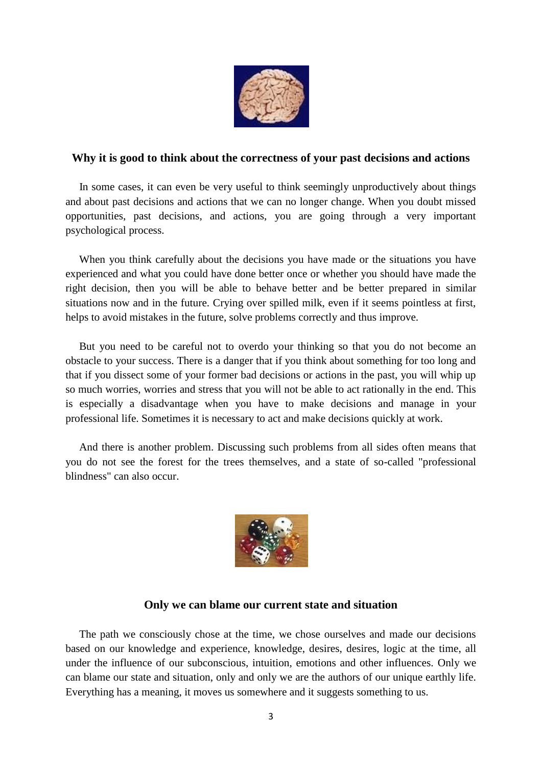### Why it is good to think about the correctness of your past decisions and actions

In some cases, it can even be very useful to think seemingly unproductively about things and about past decisions and actions that we can no longer change. When you doubt missed opportunities, past decisions, and actions, you are going through a very important psychological process.

When you think carefully about the decisions you have made or the situations you have experienced and what you could have done better once or whether you should have made the right decision, then you will be able to behave better and be better prepared in similar situations now and in the future. Crying over spilled milk, even if it seems pointless at first, helps to avoid mistakes in the future, solve problems correctly and thus improve.

But you need to be careful not to overdo your thinking so that you do not become an obstacle to your success. There is a danger that if you think about something for too long and that if you dissect some of your former bad decisions or actions in the past, you will whip up so much worries, worries and stress that you will not be able to act rationally in the end. This is especially a disadvantage when you have to make decisions and manage in your professional life. Sometimes it is necessary to act and make decisions quickly at work.

And there is another problem. Discussing such problems from all sides often means that you do not see the forest for the trees themselves, and a state of so-called "professional blindness" can also occur.

### Only we can blame our current state and situation

The path we consciously chose at the time, we chose ourselves and made our decisions based on our knowledge and experience, knowledge, desires, desires, logic at the time, all under the influence of our subconscious, intuition, emotions and other influences. Only we can blame our state and situation, only and only we are the authors of our unique earthly life. Everything has a meaning, it moves us somewhere and it suggests something to us.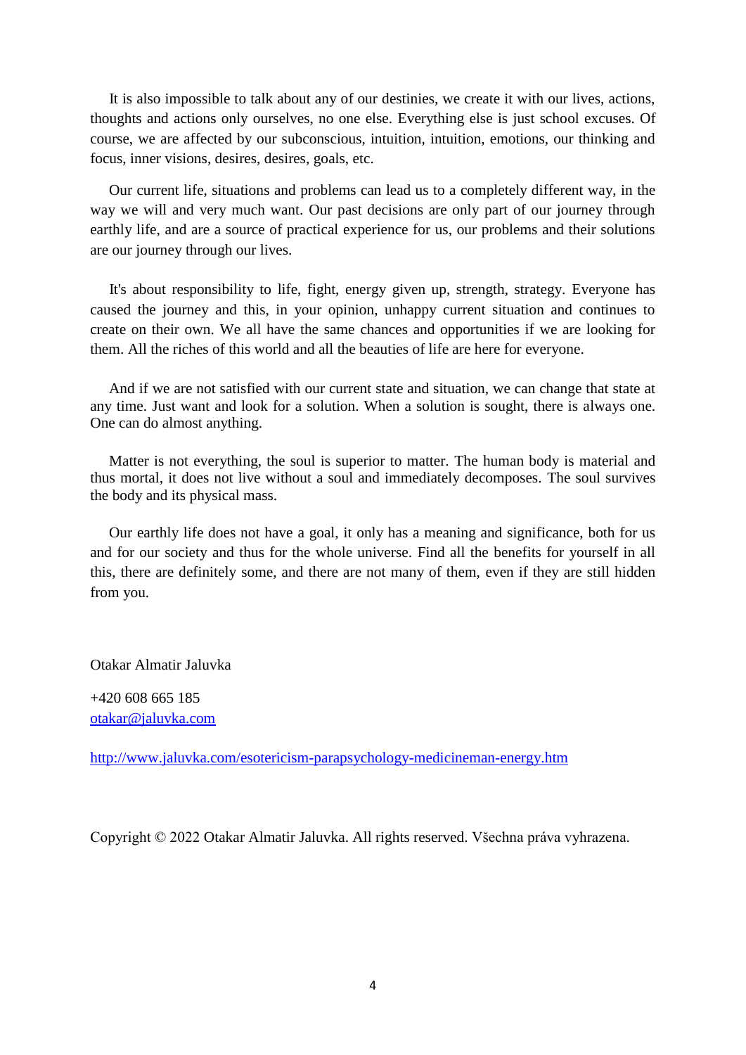It is also impossible to talk about any of our destinies, we create it with our lives, actions, thoughts and actions only ourselves, no one else. Everything else is just school excuses. Of course, we are affected by our subconscious, intuition, intuition, emotions, our thinking and focus, inner visions, desires, desires, goals, etc.

Our current life, situations and problems can lead us to a completely different way, in the way we will and very much want. Our past decisions are only part of our journey through earthly life, and are a source of practical experience for us, our problems and their solutions are our journey through our lives.

It's about responsibility to life, fight, energy given up, strength, strategy. Everyone has caused the journey and this, in your opinion, unhappy current situation and continues to create on their own. We all have the same chances and opportunities if we are looking for them. All the riches of this world and all the beauties of life are here for everyone.

And if we are not satisfied with our current state and situation, we can change that state at any time. Just want and look for a solution. When a solution is sought, there is always one. One can do almost anything.

Matter is not everything, the soul is superior to matter. The human body is material and thus mortal, it does not live without a soul and immediately decomposes. The soul survives the body and its physical mass.

Our earthly life does not have a goal, it only has a meaning and significance, both for us and for our society and thus for the whole universe. Find all the benefits for yourself in all this, there are definitely some, and there are not many of them, even if they are still hidden from you.

Otakar Almatir Jaluvka

+420 608 665 185
otakar@jaluvka.com

http://www.jaluvka.com/esotericism-parapsychology-medicineman-energy.htm

Copyright © 2022 Otakar Almatir Jaluvka. All rights reserved. Všechna práva vyhrazena.